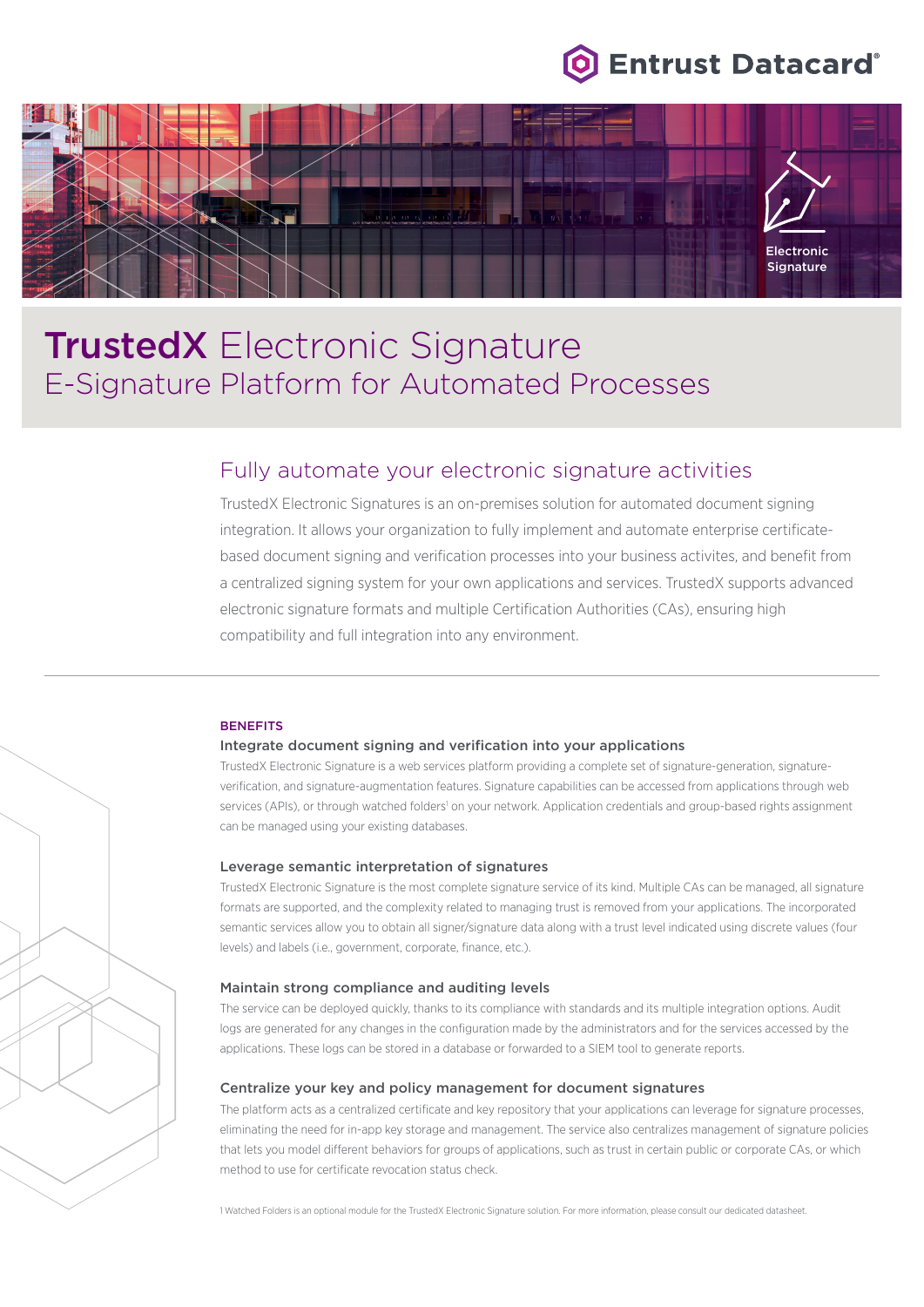# TrustedX Electronic Signature

## E-Signature Platform for Automated Processes

## Fully automate your electronic signature activities

TrustedX Electronic Signatures is an on-premises solution for automated document signing integration. It allows your organization to fully implement and automate enterprise certificate-based document signing and verification processes into your business activites, and benefit from a centralized signing system for your own applications and services. TrustedX supports advanced electronic signature formats and multiple Certification Authorities (CAs), ensuring high compatibility and full integration into any environment.

---

BENEFITS

### Integrate document signing and verification into your applications

TrustedX Electronic Signature is a web services platform providing a complete set of signature-generation, signature-verification, and signature-augmentation features. Signature capabilities can be accessed from applications through web services (APIs), or through watched folders[1] on your network. Application credentials and group-based rights assignment can be managed using your existing databases.

### Leverage semantic interpretation of signatures

TrustedX Electronic Signature is the most complete signature service of its kind. Multiple CAs can be managed, all signature formats are supported, and the complexity related to managing trust is removed from your applications. The incorporated semantic services allow you to obtain all signer/signature data along with a trust level indicated using discrete values (four levels) and labels (i.e., government, corporate, finance, etc.).

### Maintain strong compliance and auditing levels

The service can be deployed quickly, thanks to its compliance with standards and its multiple integration options. Audit logs are generated for any changes in the configuration made by the administrators and for the services accessed by the applications. These logs can be stored in a database or forwarded to a SIEM tool to generate reports.

### Centralize your key and policy management for document signatures

The platform acts as a centralized certificate and key repository that your applications can leverage for signature processes, eliminating the need for in-app key storage and management. The service also centralizes management of signature policies that lets you model different behaviors for groups of applications, such as trust in certain public or corporate CAs, or which method to use for certificate revocation status check.

1 Watched Folders is an optional module for the TrustedX Electronic Signature solution. For more information, please consult our dedicated datasheet.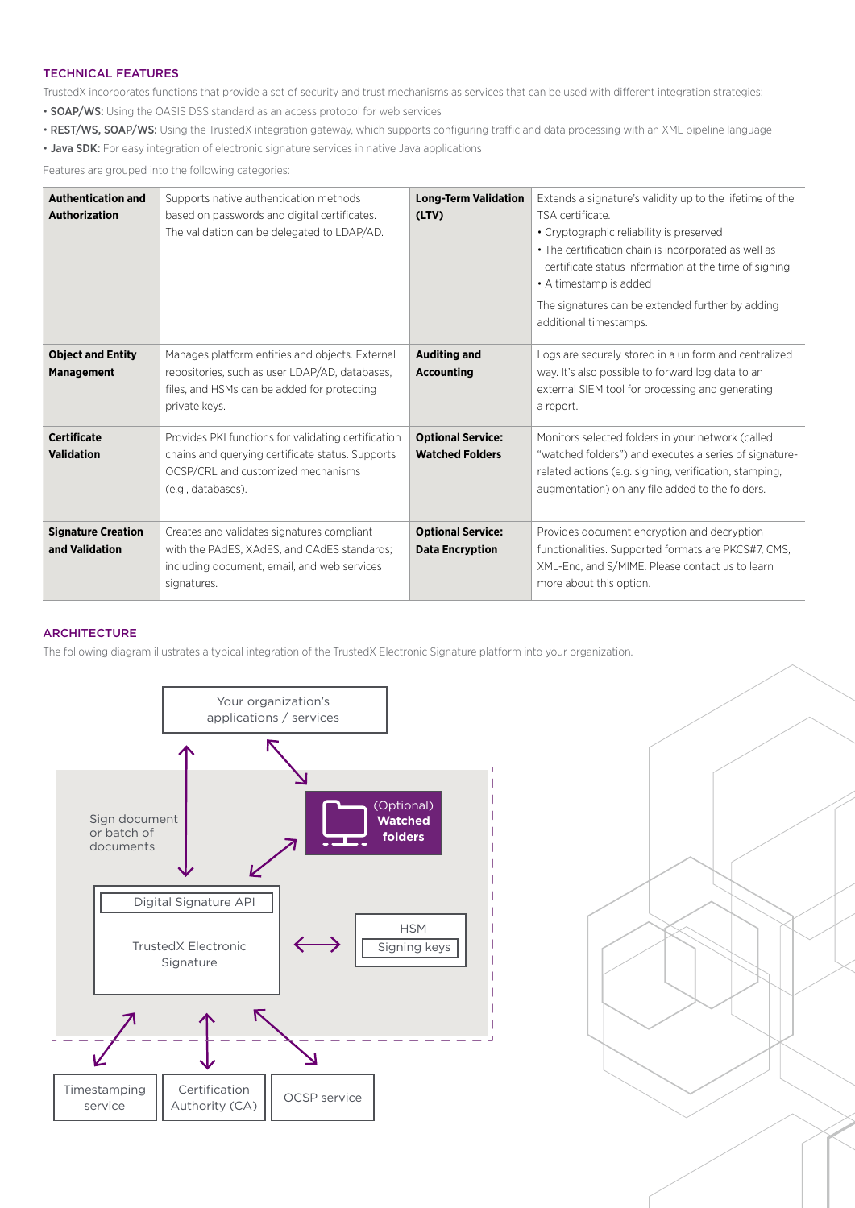## TECHNICAL FEATURES

TrustedX incorporates functions that provide a set of security and trust mechanisms as services that can be used with different integration strategies:

- **SOAP/WS:** Using the OASIS DSS standard as an access protocol for web services
- **REST/WS, SOAP/WS:** Using the TrustedX integration gateway, which supports configuring traffic and data processing with an XML pipeline language
- **Java SDK:** For easy integration of electronic signature services in native Java applications

Features are grouped into the following categories:

| | | | |
|---|---|---|---|
| **Authentication and Authorization** | Supports native authentication methods based on passwords and digital certificates. The validation can be delegated to LDAP/AD. | **Long-Term Validation (LTV)** | Extends a signature's validity up to the lifetime of the TSA certificate.<br>• Cryptographic reliability is preserved<br>• The certification chain is incorporated as well as certificate status information at the time of signing<br>• A timestamp is added<br>The signatures can be extended further by adding additional timestamps. |
| **Object and Entity Management** | Manages platform entities and objects. External repositories, such as user LDAP/AD, databases, files, and HSMs can be added for protecting private keys. | **Auditing and Accounting** | Logs are securely stored in a uniform and centralized way. It's also possible to forward log data to an external SIEM tool for processing and generating a report. |
| **Certificate Validation** | Provides PKI functions for validating certification chains and querying certificate status. Supports OCSP/CRL and customized mechanisms (e.g., databases). | **Optional Service: Watched Folders** | Monitors selected folders in your network (called "watched folders") and executes a series of signature-related actions (e.g. signing, verification, stamping, augmentation) on any file added to the folders. |
| **Signature Creation and Validation** | Creates and validates signatures compliant with the PAdES, XAdES, and CAdES standards; including document, email, and web services signatures. | **Optional Service: Data Encryption** | Provides document encryption and decryption functionalities. Supported formats are PKCS#7, CMS, XML-Enc, and S/MIME. Please contact us to learn more about this option. |

## ARCHITECTURE

The following diagram illustrates a typical integration of the TrustedX Electronic Signature platform into your organization.

Your organization's applications / services

Sign document or batch of documents

(Optional) **Watched folders**

Digital Signature API

TrustedX Electronic Signature

HSM

Signing keys

Timestamping service

Certification Authority (CA)

OCSP service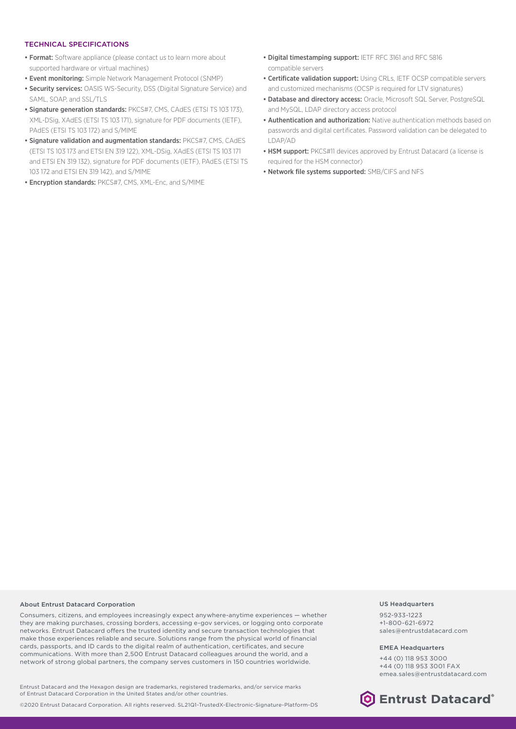## TECHNICAL SPECIFICATIONS

- **Format:** Software appliance (please contact us to learn more about supported hardware or virtual machines)
- **Event monitoring:** Simple Network Management Protocol (SNMP)
- **Security services:** OASIS WS-Security, DSS (Digital Signature Service) and SAML, SOAP, and SSL/TLS
- **Signature generation standards:** PKCS#7, CMS, CAdES (ETSI TS 103 173), XML-DSig, XAdES (ETSI TS 103 171), signature for PDF documents (IETF), PAdES (ETSI TS 103 172) and S/MIME
- **Signature validation and augmentation standards:** PKCS#7, CMS, CAdES (ETSI TS 103 173 and ETSI EN 319 122), XML-DSig, XAdES (ETSI TS 103 171 and ETSI EN 319 132), signature for PDF documents (IETF), PAdES (ETSI TS 103 172 and ETSI EN 319 142), and S/MIME
- **Encryption standards:** PKCS#7, CMS, XML-Enc, and S/MIME
- **Digital timestamping support:** IETF RFC 3161 and RFC 5816 compatible servers
- **Certificate validation support:** Using CRLs, IETF OCSP compatible servers and customized mechanisms (OCSP is required for LTV signatures)
- **Database and directory access:** Oracle, Microsoft SQL Server, PostgreSQL and MySQL, LDAP directory access protocol
- **Authentication and authorization:** Native authentication methods based on passwords and digital certificates. Password validation can be delegated to LDAP/AD
- **HSM support:** PKCS#11 devices approved by Entrust Datacard (a license is required for the HSM connector)
- **Network file systems supported:** SMB/CIFS and NFS

### About Entrust Datacard Corporation

Consumers, citizens, and employees increasingly expect anywhere-anytime experiences — whether they are making purchases, crossing borders, accessing e-gov services, or logging onto corporate networks. Entrust Datacard offers the trusted identity and secure transaction technologies that make those experiences reliable and secure. Solutions range from the physical world of financial cards, passports, and ID cards to the digital realm of authentication, certificates, and secure communications. With more than 2,500 Entrust Datacard colleagues around the world, and a network of strong global partners, the company serves customers in 150 countries worldwide.

Entrust Datacard and the Hexagon design are trademarks, registered trademarks, and/or service marks of Entrust Datacard Corporation in the United States and/or other countries.

©2020 Entrust Datacard Corporation. All rights reserved. SL21Q1-TrustedX-Electronic-Signature-Platform-DS

**US Headquarters**

952-933-1223
+1-800-621-6972
sales@entrustdatacard.com

**EMEA Headquarters**

+44 (0) 118 953 3000
+44 (0) 118 953 3001 FAX
emea.sales@entrustdatacard.com

Entrust Datacard®